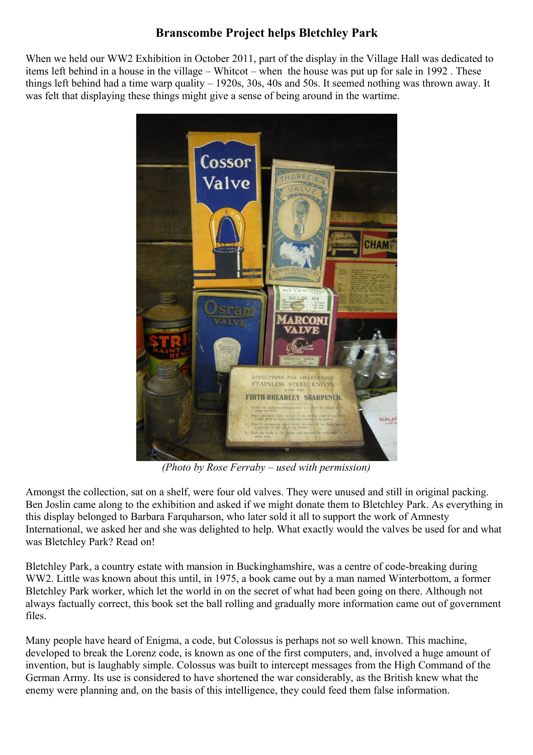# Branscombe Project helps Bletchley Park

When we held our WW2 Exhibition in October 2011, part of the display in the Village Hall was dedicated to items left behind in a house in the village – Whitcot – when the house was put up for sale in 1992 . These things left behind had a time warp quality – 1920s, 30s, 40s and 50s. It seemed nothing was thrown away. It was felt that displaying these things might give a sense of being around in the wartime.

*(Photo by Rose Ferraby – used with permission)*

Amongst the collection, sat on a shelf, were four old valves. They were unused and still in original packing. Ben Joslin came along to the exhibition and asked if we might donate them to Bletchley Park. As everything in this display belonged to Barbara Farquharson, who later sold it all to support the work of Amnesty International, we asked her and she was delighted to help. What exactly would the valves be used for and what was Bletchley Park? Read on!

Bletchley Park, a country estate with mansion in Buckinghamshire, was a centre of code-breaking during WW2. Little was known about this until, in 1975, a book came out by a man named Winterbottom, a former Bletchley Park worker, which let the world in on the secret of what had been going on there. Although not always factually correct, this book set the ball rolling and gradually more information came out of government files.

Many people have heard of Enigma, a code, but Colossus is perhaps not so well known. This machine, developed to break the Lorenz code, is known as one of the first computers, and, involved a huge amount of invention, but is laughably simple. Colossus was built to intercept messages from the High Command of the German Army. Its use is considered to have shortened the war considerably, as the British knew what the enemy were planning and, on the basis of this intelligence, they could feed them false information.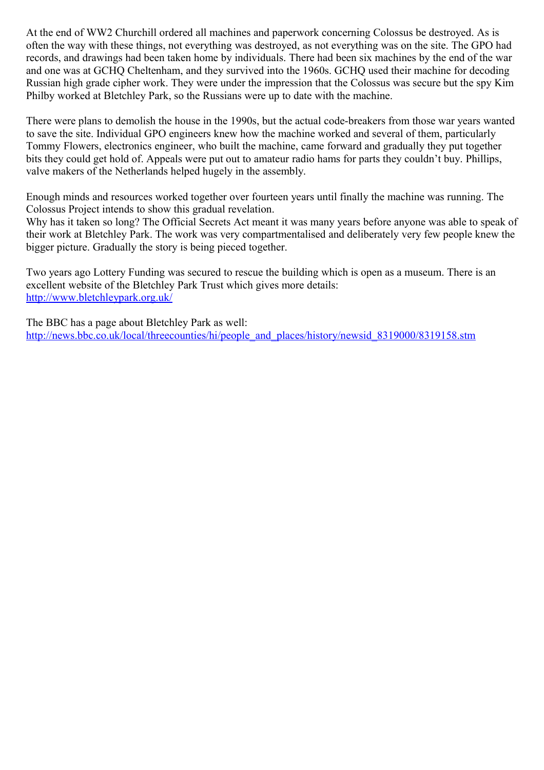At the end of WW2 Churchill ordered all machines and paperwork concerning Colossus be destroyed. As is often the way with these things, not everything was destroyed, as not everything was on the site. The GPO had records, and drawings had been taken home by individuals. There had been six machines by the end of the war and one was at GCHQ Cheltenham, and they survived into the 1960s. GCHQ used their machine for decoding Russian high grade cipher work. They were under the impression that the Colossus was secure but the spy Kim Philby worked at Bletchley Park, so the Russians were up to date with the machine.

There were plans to demolish the house in the 1990s, but the actual code-breakers from those war years wanted to save the site. Individual GPO engineers knew how the machine worked and several of them, particularly Tommy Flowers, electronics engineer, who built the machine, came forward and gradually they put together bits they could get hold of. Appeals were put out to amateur radio hams for parts they couldn't buy. Phillips, valve makers of the Netherlands helped hugely in the assembly.

Enough minds and resources worked together over fourteen years until finally the machine was running. The Colossus Project intends to show this gradual revelation.
Why has it taken so long? The Official Secrets Act meant it was many years before anyone was able to speak of their work at Bletchley Park. The work was very compartmentalised and deliberately very few people knew the bigger picture. Gradually the story is being pieced together.

Two years ago Lottery Funding was secured to rescue the building which is open as a museum. There is an excellent website of the Bletchley Park Trust which gives more details:
http://www.bletchleypark.org.uk/

The BBC has a page about Bletchley Park as well:
http://news.bbc.co.uk/local/threecounties/hi/people_and_places/history/newsid_8319000/8319158.stm